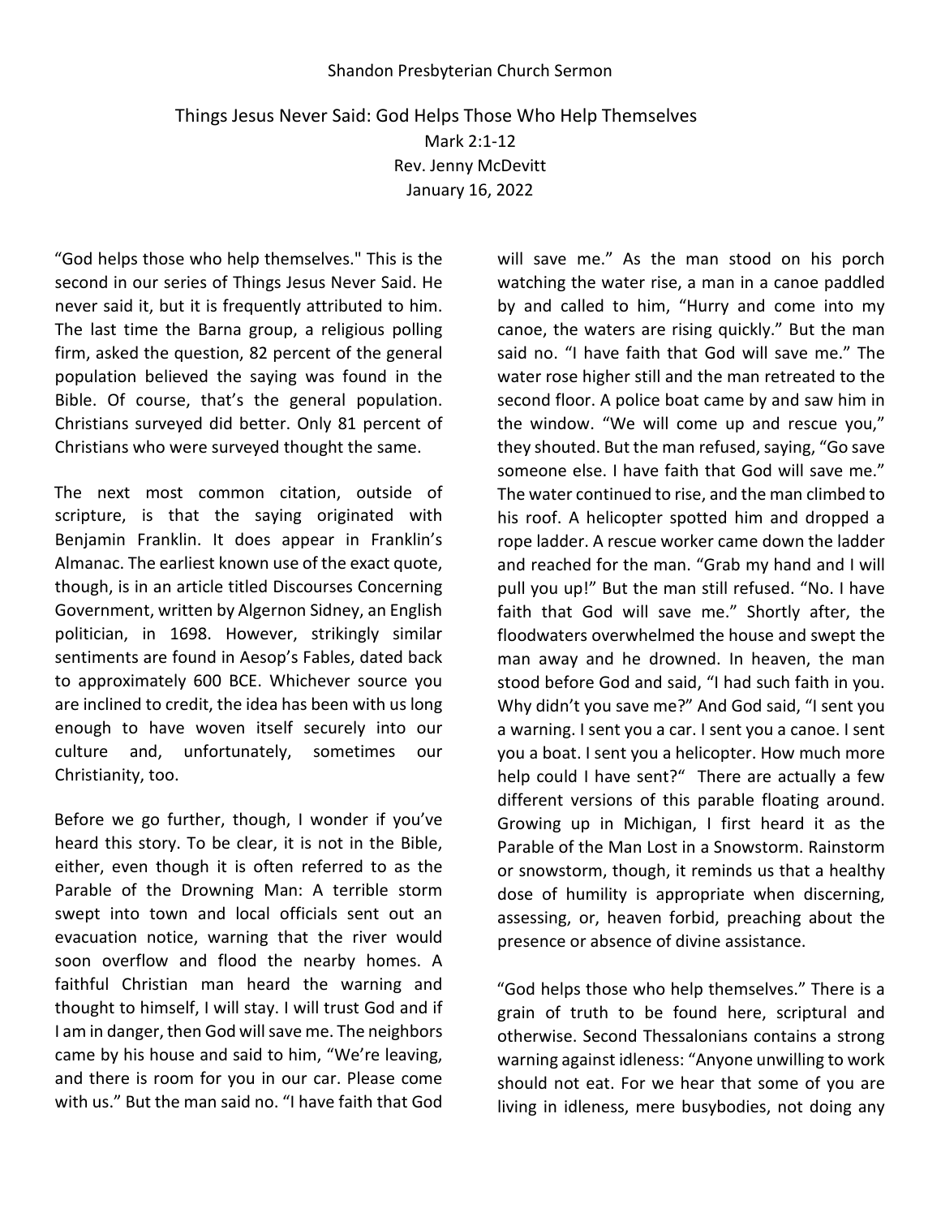Shandon Presbyterian Church Sermon

# Things Jesus Never Said: God Helps Those Who Help Themselves

Mark 2:1-12

Rev. Jenny McDevitt

January 16, 2022

"God helps those who help themselves." This is the second in our series of Things Jesus Never Said. He never said it, but it is frequently attributed to him. The last time the Barna group, a religious polling firm, asked the question, 82 percent of the general population believed the saying was found in the Bible. Of course, that's the general population. Christians surveyed did better. Only 81 percent of Christians who were surveyed thought the same.

The next most common citation, outside of scripture, is that the saying originated with Benjamin Franklin. It does appear in Franklin's Almanac. The earliest known use of the exact quote, though, is in an article titled Discourses Concerning Government, written by Algernon Sidney, an English politician, in 1698. However, strikingly similar sentiments are found in Aesop's Fables, dated back to approximately 600 BCE. Whichever source you are inclined to credit, the idea has been with us long enough to have woven itself securely into our culture and, unfortunately, sometimes our Christianity, too.

Before we go further, though, I wonder if you've heard this story. To be clear, it is not in the Bible, either, even though it is often referred to as the Parable of the Drowning Man: A terrible storm swept into town and local officials sent out an evacuation notice, warning that the river would soon overflow and flood the nearby homes. A faithful Christian man heard the warning and thought to himself, I will stay. I will trust God and if I am in danger, then God will save me. The neighbors came by his house and said to him, "We're leaving, and there is room for you in our car. Please come with us." But the man said no. "I have faith that God will save me." As the man stood on his porch watching the water rise, a man in a canoe paddled by and called to him, "Hurry and come into my canoe, the waters are rising quickly." But the man said no. "I have faith that God will save me." The water rose higher still and the man retreated to the second floor. A police boat came by and saw him in the window. "We will come up and rescue you," they shouted. But the man refused, saying, "Go save someone else. I have faith that God will save me." The water continued to rise, and the man climbed to his roof. A helicopter spotted him and dropped a rope ladder. A rescue worker came down the ladder and reached for the man. "Grab my hand and I will pull you up!" But the man still refused. "No. I have faith that God will save me." Shortly after, the floodwaters overwhelmed the house and swept the man away and he drowned. In heaven, the man stood before God and said, "I had such faith in you. Why didn't you save me?" And God said, "I sent you a warning. I sent you a car. I sent you a canoe. I sent you a boat. I sent you a helicopter. How much more help could I have sent?" There are actually a few different versions of this parable floating around. Growing up in Michigan, I first heard it as the Parable of the Man Lost in a Snowstorm. Rainstorm or snowstorm, though, it reminds us that a healthy dose of humility is appropriate when discerning, assessing, or, heaven forbid, preaching about the presence or absence of divine assistance.

"God helps those who help themselves." There is a grain of truth to be found here, scriptural and otherwise. Second Thessalonians contains a strong warning against idleness: "Anyone unwilling to work should not eat. For we hear that some of you are living in idleness, mere busybodies, not doing any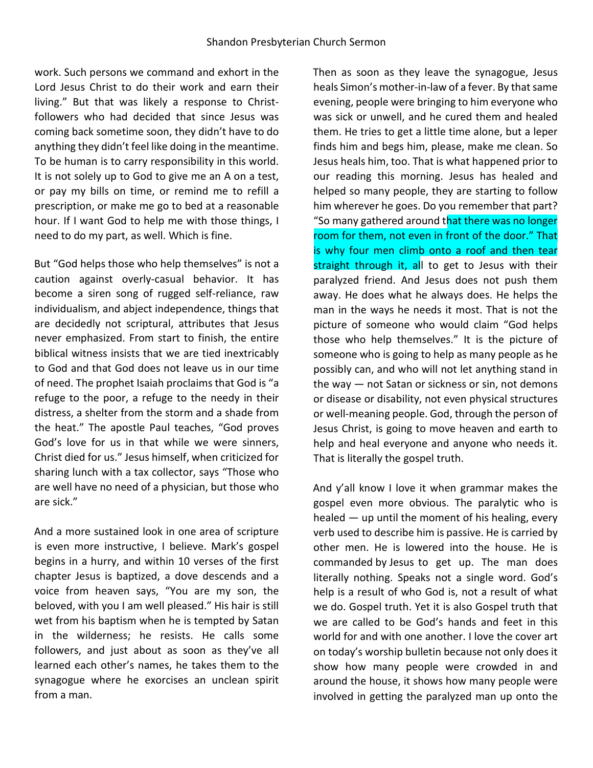work. Such persons we command and exhort in the Lord Jesus Christ to do their work and earn their living." But that was likely a response to Christ-followers who had decided that since Jesus was coming back sometime soon, they didn't have to do anything they didn't feel like doing in the meantime. To be human is to carry responsibility in this world. It is not solely up to God to give me an A on a test, or pay my bills on time, or remind me to refill a prescription, or make me go to bed at a reasonable hour. If I want God to help me with those things, I need to do my part, as well. Which is fine.

But "God helps those who help themselves" is not a caution against overly-casual behavior. It has become a siren song of rugged self-reliance, raw individualism, and abject independence, things that are decidedly not scriptural, attributes that Jesus never emphasized. From start to finish, the entire biblical witness insists that we are tied inextricably to God and that God does not leave us in our time of need. The prophet Isaiah proclaims that God is "a refuge to the poor, a refuge to the needy in their distress, a shelter from the storm and a shade from the heat." The apostle Paul teaches, "God proves God's love for us in that while we were sinners, Christ died for us." Jesus himself, when criticized for sharing lunch with a tax collector, says "Those who are well have no need of a physician, but those who are sick."

And a more sustained look in one area of scripture is even more instructive, I believe. Mark's gospel begins in a hurry, and within 10 verses of the first chapter Jesus is baptized, a dove descends and a voice from heaven says, "You are my son, the beloved, with you I am well pleased." His hair is still wet from his baptism when he is tempted by Satan in the wilderness; he resists. He calls some followers, and just about as soon as they've all learned each other's names, he takes them to the synagogue where he exorcises an unclean spirit from a man.

Then as soon as they leave the synagogue, Jesus heals Simon's mother-in-law of a fever. By that same evening, people were bringing to him everyone who was sick or unwell, and he cured them and healed them. He tries to get a little time alone, but a leper finds him and begs him, please, make me clean. So Jesus heals him, too. That is what happened prior to our reading this morning. Jesus has healed and helped so many people, they are starting to follow him wherever he goes. Do you remember that part? "So many gathered around that there was no longer room for them, not even in front of the door." That is why four men climb onto a roof and then tear straight through it, all to get to Jesus with their paralyzed friend. And Jesus does not push them away. He does what he always does. He helps the man in the ways he needs it most. That is not the picture of someone who would claim "God helps those who help themselves." It is the picture of someone who is going to help as many people as he possibly can, and who will not let anything stand in the way — not Satan or sickness or sin, not demons or disease or disability, not even physical structures or well-meaning people. God, through the person of Jesus Christ, is going to move heaven and earth to help and heal everyone and anyone who needs it. That is literally the gospel truth.

And y'all know I love it when grammar makes the gospel even more obvious. The paralytic who is healed — up until the moment of his healing, every verb used to describe him is passive. He is carried by other men. He is lowered into the house. He is commanded by Jesus to get up. The man does literally nothing. Speaks not a single word. God's help is a result of who God is, not a result of what we do. Gospel truth. Yet it is also Gospel truth that we are called to be God's hands and feet in this world for and with one another. I love the cover art on today's worship bulletin because not only does it show how many people were crowded in and around the house, it shows how many people were involved in getting the paralyzed man up onto the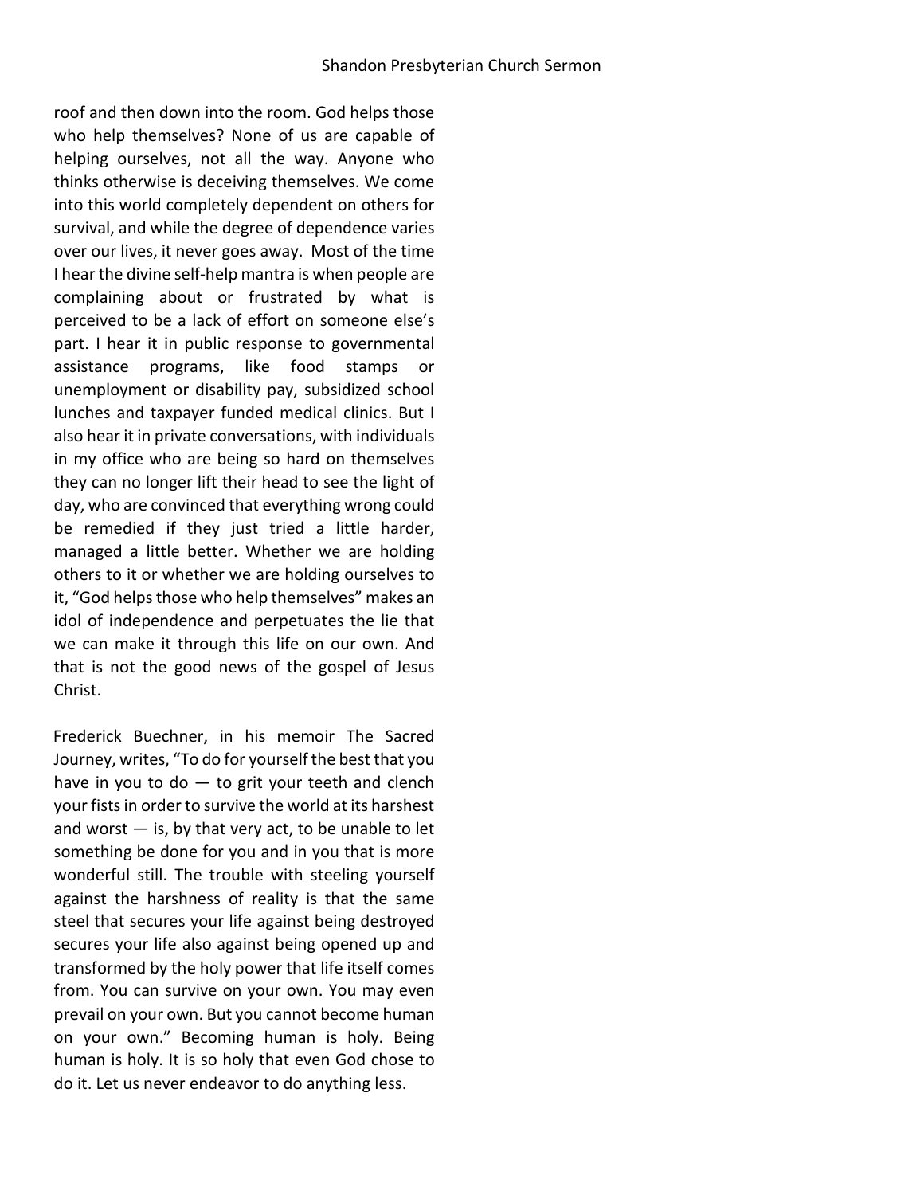roof and then down into the room. God helps those who help themselves? None of us are capable of helping ourselves, not all the way. Anyone who thinks otherwise is deceiving themselves. We come into this world completely dependent on others for survival, and while the degree of dependence varies over our lives, it never goes away. Most of the time I hear the divine self-help mantra is when people are complaining about or frustrated by what is perceived to be a lack of effort on someone else's part. I hear it in public response to governmental assistance programs, like food stamps or unemployment or disability pay, subsidized school lunches and taxpayer funded medical clinics. But I also hear it in private conversations, with individuals in my office who are being so hard on themselves they can no longer lift their head to see the light of day, who are convinced that everything wrong could be remedied if they just tried a little harder, managed a little better. Whether we are holding others to it or whether we are holding ourselves to it, "God helps those who help themselves" makes an idol of independence and perpetuates the lie that we can make it through this life on our own. And that is not the good news of the gospel of Jesus Christ.

Frederick Buechner, in his memoir The Sacred Journey, writes, "To do for yourself the best that you have in you to do — to grit your teeth and clench your fists in order to survive the world at its harshest and worst — is, by that very act, to be unable to let something be done for you and in you that is more wonderful still. The trouble with steeling yourself against the harshness of reality is that the same steel that secures your life against being destroyed secures your life also against being opened up and transformed by the holy power that life itself comes from. You can survive on your own. You may even prevail on your own. But you cannot become human on your own." Becoming human is holy. Being human is holy. It is so holy that even God chose to do it. Let us never endeavor to do anything less.